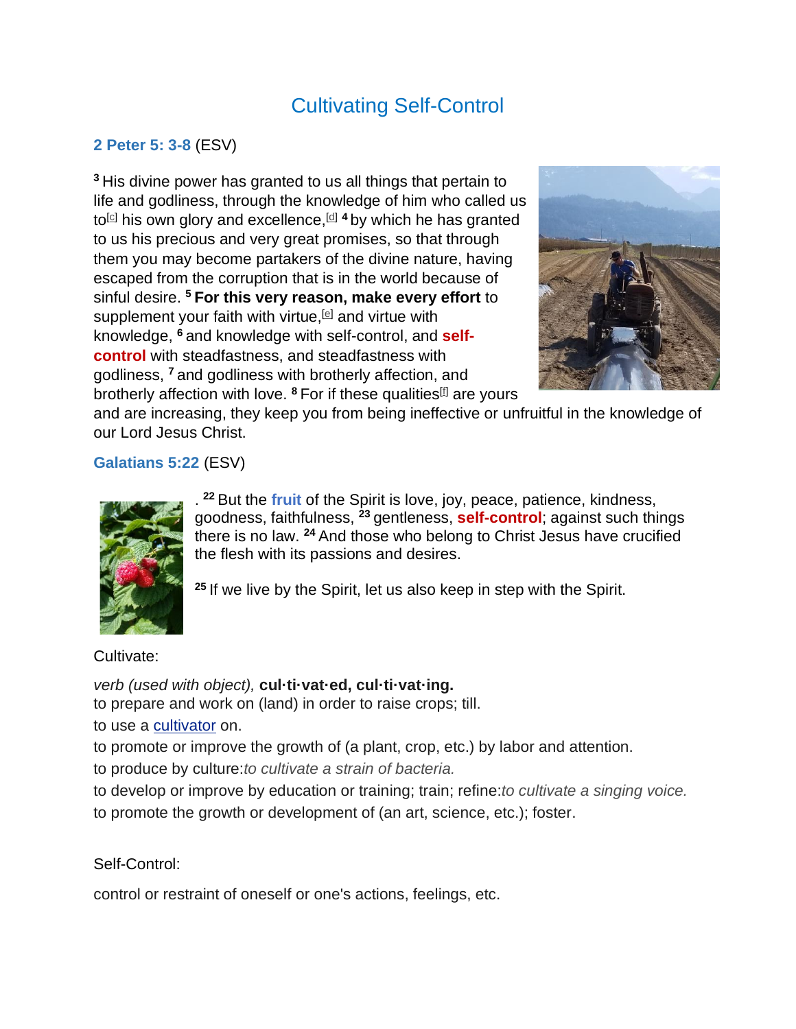# Cultivating Self-Control

**2 Peter 5: 3-8** (ESV)

[3] His divine power has granted to us all things that pertain to life and godliness, through the knowledge of him who called us to[c] his own glory and excellence,[d] [4] by which he has granted to us his precious and very great promises, so that through them you may become partakers of the divine nature, having escaped from the corruption that is in the world because of sinful desire. [5] **For this very reason, make every effort** to supplement your faith with virtue,[e] and virtue with knowledge, [6] and knowledge with self-control, and **self-control** with steadfastness, and steadfastness with godliness, [7] and godliness with brotherly affection, and brotherly affection with love. [8] For if these qualities[f] are yours and are increasing, they keep you from being ineffective or unfruitful in the knowledge of our Lord Jesus Christ.

**Galatians 5:22** (ESV)

. [22] But the **fruit** of the Spirit is love, joy, peace, patience, kindness, goodness, faithfulness, [23] gentleness, **self-control**; against such things there is no law. [24] And those who belong to Christ Jesus have crucified the flesh with its passions and desires.

[25] If we live by the Spirit, let us also keep in step with the Spirit.

Cultivate:

*verb (used with object),* **cul·ti·vat·ed, cul·ti·vat·ing.**
to prepare and work on (land) in order to raise crops; till.
to use a cultivator on.
to promote or improve the growth of (a plant, crop, etc.) by labor and attention.
to produce by culture:*to cultivate a strain of bacteria.*
to develop or improve by education or training; train; refine:*to cultivate a singing voice.*
to promote the growth or development of (an art, science, etc.); foster.

Self-Control:

control or restraint of oneself or one's actions, feelings, etc.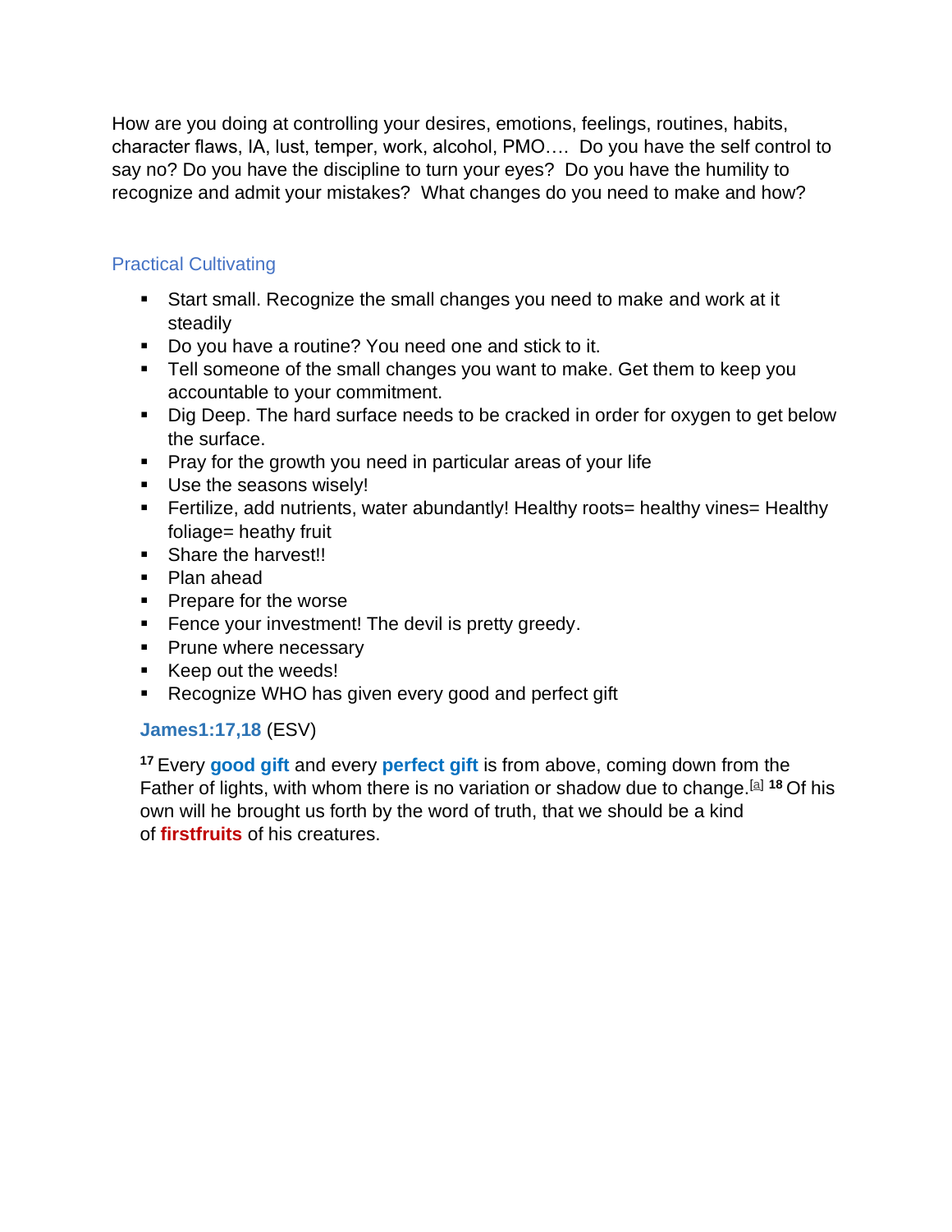How are you doing at controlling your desires, emotions, feelings, routines, habits, character flaws, IA, lust, temper, work, alcohol, PMO…. Do you have the self control to say no? Do you have the discipline to turn your eyes? Do you have the humility to recognize and admit your mistakes? What changes do you need to make and how?

## Practical Cultivating

- Start small. Recognize the small changes you need to make and work at it steadily
- Do you have a routine? You need one and stick to it.
- Tell someone of the small changes you want to make. Get them to keep you accountable to your commitment.
- Dig Deep. The hard surface needs to be cracked in order for oxygen to get below the surface.
- Pray for the growth you need in particular areas of your life
- Use the seasons wisely!
- Fertilize, add nutrients, water abundantly! Healthy roots= healthy vines= Healthy foliage= heathy fruit
- Share the harvest!!
- Plan ahead
- Prepare for the worse
- Fence your investment! The devil is pretty greedy.
- Prune where necessary
- Keep out the weeds!
- Recognize WHO has given every good and perfect gift

**James1:17,18** (ESV)

[17] Every **good gift** and every **perfect gift** is from above, coming down from the Father of lights, with whom there is no variation or shadow due to change.[a] [18] Of his own will he brought us forth by the word of truth, that we should be a kind of **firstfruits** of his creatures.